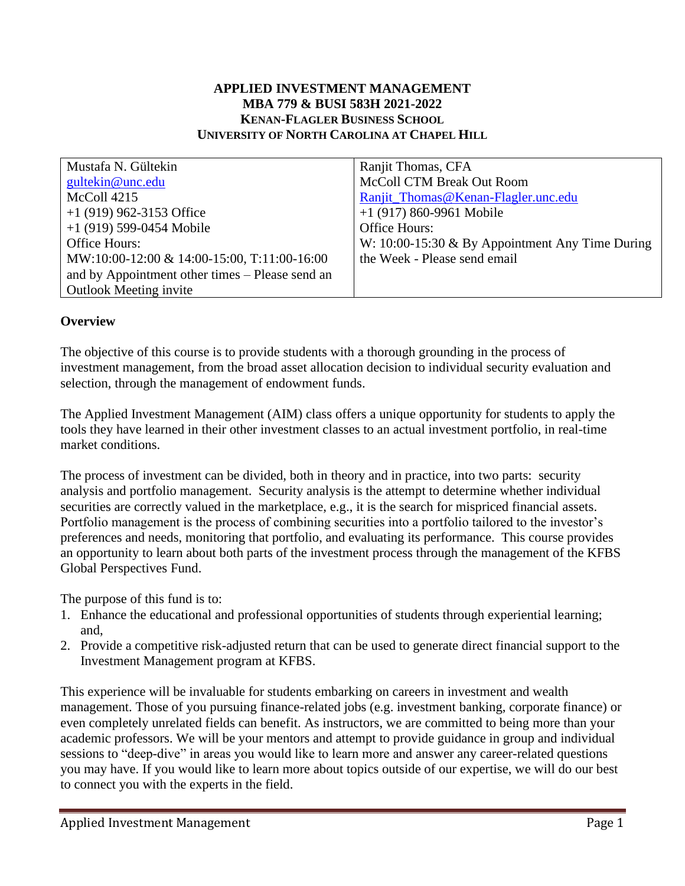**APPLIED INVESTMENT MANAGEMENT**
**MBA 779 & BUSI 583H 2021-2022**
**KENAN-FLAGLER BUSINESS SCHOOL**
**UNIVERSITY OF NORTH CAROLINA AT CHAPEL HILL**

| | |
|---|---|
| Mustafa N. Gültekin<br>gultekin@unc.edu<br>McColl 4215<br>+1 (919) 962-3153 Office<br>+1 (919) 599-0454 Mobile<br>Office Hours:<br>MW:10:00-12:00 & 14:00-15:00, T:11:00-16:00 and by Appointment other times – Please send an Outlook Meeting invite | Ranjit Thomas, CFA<br>McColl CTM Break Out Room<br>Ranjit_Thomas@Kenan-Flagler.unc.edu<br>+1 (917) 860-9961 Mobile<br>Office Hours:<br>W: 10:00-15:30 & By Appointment Any Time During the Week - Please send email |

## Overview

The objective of this course is to provide students with a thorough grounding in the process of investment management, from the broad asset allocation decision to individual security evaluation and selection, through the management of endowment funds.

The Applied Investment Management (AIM) class offers a unique opportunity for students to apply the tools they have learned in their other investment classes to an actual investment portfolio, in real-time market conditions.

The process of investment can be divided, both in theory and in practice, into two parts: security analysis and portfolio management. Security analysis is the attempt to determine whether individual securities are correctly valued in the marketplace, e.g., it is the search for mispriced financial assets. Portfolio management is the process of combining securities into a portfolio tailored to the investor's preferences and needs, monitoring that portfolio, and evaluating its performance. This course provides an opportunity to learn about both parts of the investment process through the management of the KFBS Global Perspectives Fund.

The purpose of this fund is to:

1. Enhance the educational and professional opportunities of students through experiential learning; and,
2. Provide a competitive risk-adjusted return that can be used to generate direct financial support to the Investment Management program at KFBS.

This experience will be invaluable for students embarking on careers in investment and wealth management. Those of you pursuing finance-related jobs (e.g. investment banking, corporate finance) or even completely unrelated fields can benefit. As instructors, we are committed to being more than your academic professors. We will be your mentors and attempt to provide guidance in group and individual sessions to "deep-dive" in areas you would like to learn more and answer any career-related questions you may have. If you would like to learn more about topics outside of our expertise, we will do our best to connect you with the experts in the field.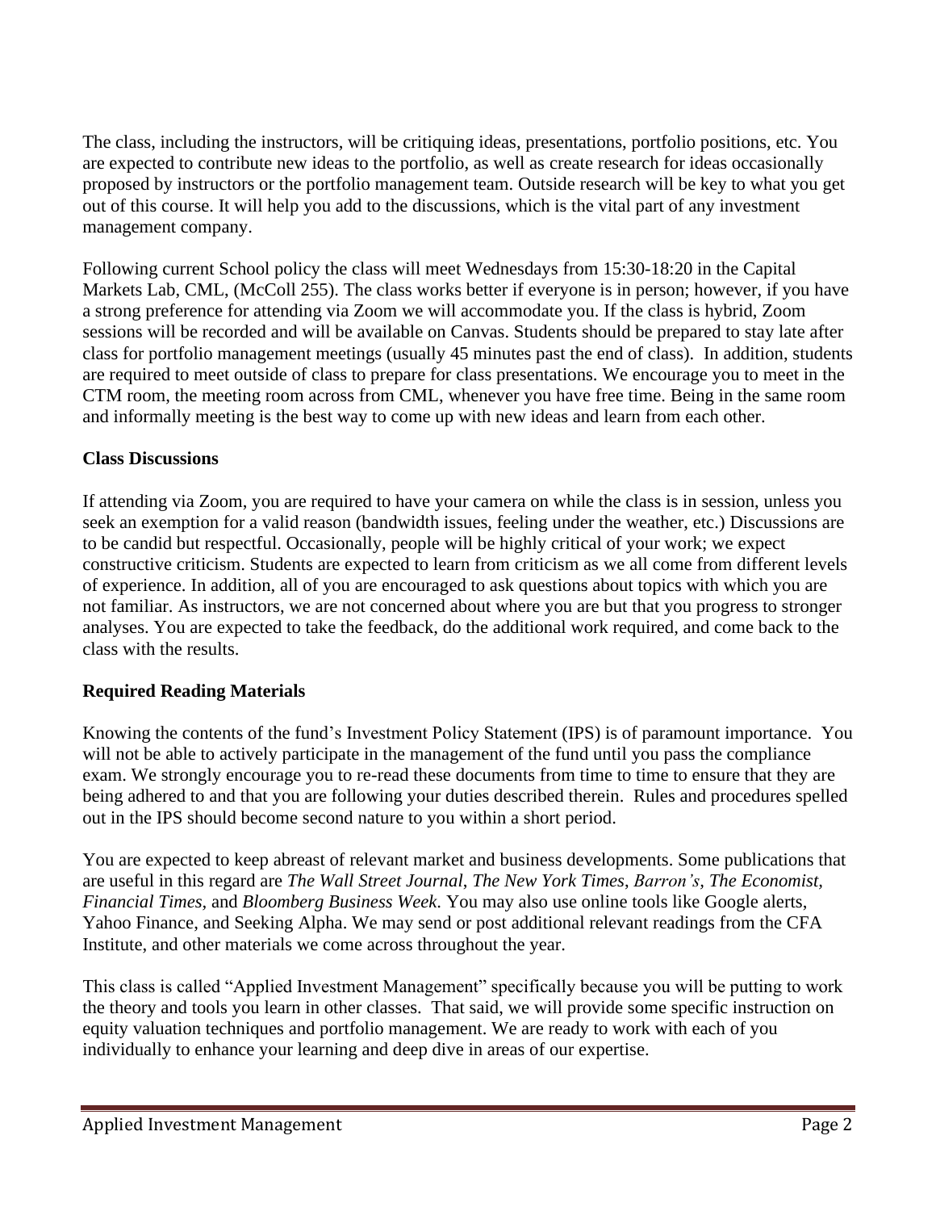The class, including the instructors, will be critiquing ideas, presentations, portfolio positions, etc. You are expected to contribute new ideas to the portfolio, as well as create research for ideas occasionally proposed by instructors or the portfolio management team. Outside research will be key to what you get out of this course. It will help you add to the discussions, which is the vital part of any investment management company.

Following current School policy the class will meet Wednesdays from 15:30-18:20 in the Capital Markets Lab, CML, (McColl 255). The class works better if everyone is in person; however, if you have a strong preference for attending via Zoom we will accommodate you. If the class is hybrid, Zoom sessions will be recorded and will be available on Canvas. Students should be prepared to stay late after class for portfolio management meetings (usually 45 minutes past the end of class). In addition, students are required to meet outside of class to prepare for class presentations. We encourage you to meet in the CTM room, the meeting room across from CML, whenever you have free time. Being in the same room and informally meeting is the best way to come up with new ideas and learn from each other.

**Class Discussions**

If attending via Zoom, you are required to have your camera on while the class is in session, unless you seek an exemption for a valid reason (bandwidth issues, feeling under the weather, etc.) Discussions are to be candid but respectful. Occasionally, people will be highly critical of your work; we expect constructive criticism. Students are expected to learn from criticism as we all come from different levels of experience. In addition, all of you are encouraged to ask questions about topics with which you are not familiar. As instructors, we are not concerned about where you are but that you progress to stronger analyses. You are expected to take the feedback, do the additional work required, and come back to the class with the results.

**Required Reading Materials**

Knowing the contents of the fund's Investment Policy Statement (IPS) is of paramount importance. You will not be able to actively participate in the management of the fund until you pass the compliance exam. We strongly encourage you to re-read these documents from time to time to ensure that they are being adhered to and that you are following your duties described therein. Rules and procedures spelled out in the IPS should become second nature to you within a short period.

You are expected to keep abreast of relevant market and business developments. Some publications that are useful in this regard are *The Wall Street Journal*, *The New York Times*, *Barron's, The Economist, Financial Times,* and *Bloomberg Business Week*. You may also use online tools like Google alerts, Yahoo Finance, and Seeking Alpha. We may send or post additional relevant readings from the CFA Institute, and other materials we come across throughout the year.

This class is called "Applied Investment Management" specifically because you will be putting to work the theory and tools you learn in other classes. That said, we will provide some specific instruction on equity valuation techniques and portfolio management. We are ready to work with each of you individually to enhance your learning and deep dive in areas of our expertise.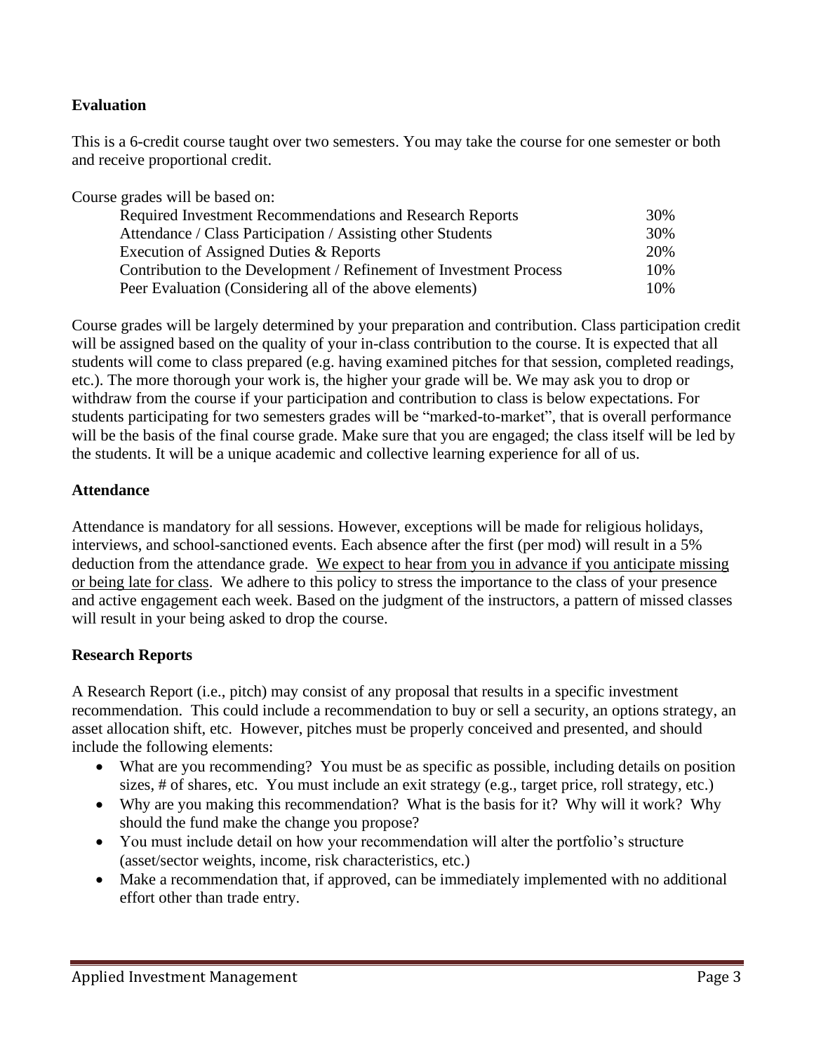**Evaluation**

This is a 6-credit course taught over two semesters. You may take the course for one semester or both and receive proportional credit.

Course grades will be based on:

| | |
|---|---|
| Required Investment Recommendations and Research Reports | 30% |
| Attendance / Class Participation / Assisting other Students | 30% |
| Execution of Assigned Duties & Reports | 20% |
| Contribution to the Development / Refinement of Investment Process | 10% |
| Peer Evaluation (Considering all of the above elements) | 10% |

Course grades will be largely determined by your preparation and contribution. Class participation credit will be assigned based on the quality of your in-class contribution to the course. It is expected that all students will come to class prepared (e.g. having examined pitches for that session, completed readings, etc.). The more thorough your work is, the higher your grade will be. We may ask you to drop or withdraw from the course if your participation and contribution to class is below expectations. For students participating for two semesters grades will be "marked-to-market", that is overall performance will be the basis of the final course grade. Make sure that you are engaged; the class itself will be led by the students. It will be a unique academic and collective learning experience for all of us.

**Attendance**

Attendance is mandatory for all sessions. However, exceptions will be made for religious holidays, interviews, and school-sanctioned events. Each absence after the first (per mod) will result in a 5% deduction from the attendance grade. We expect to hear from you in advance if you anticipate missing or being late for class. We adhere to this policy to stress the importance to the class of your presence and active engagement each week. Based on the judgment of the instructors, a pattern of missed classes will result in your being asked to drop the course.

**Research Reports**

A Research Report (i.e., pitch) may consist of any proposal that results in a specific investment recommendation. This could include a recommendation to buy or sell a security, an options strategy, an asset allocation shift, etc. However, pitches must be properly conceived and presented, and should include the following elements:

- What are you recommending? You must be as specific as possible, including details on position sizes, # of shares, etc. You must include an exit strategy (e.g., target price, roll strategy, etc.)
- Why are you making this recommendation? What is the basis for it? Why will it work? Why should the fund make the change you propose?
- You must include detail on how your recommendation will alter the portfolio's structure (asset/sector weights, income, risk characteristics, etc.)
- Make a recommendation that, if approved, can be immediately implemented with no additional effort other than trade entry.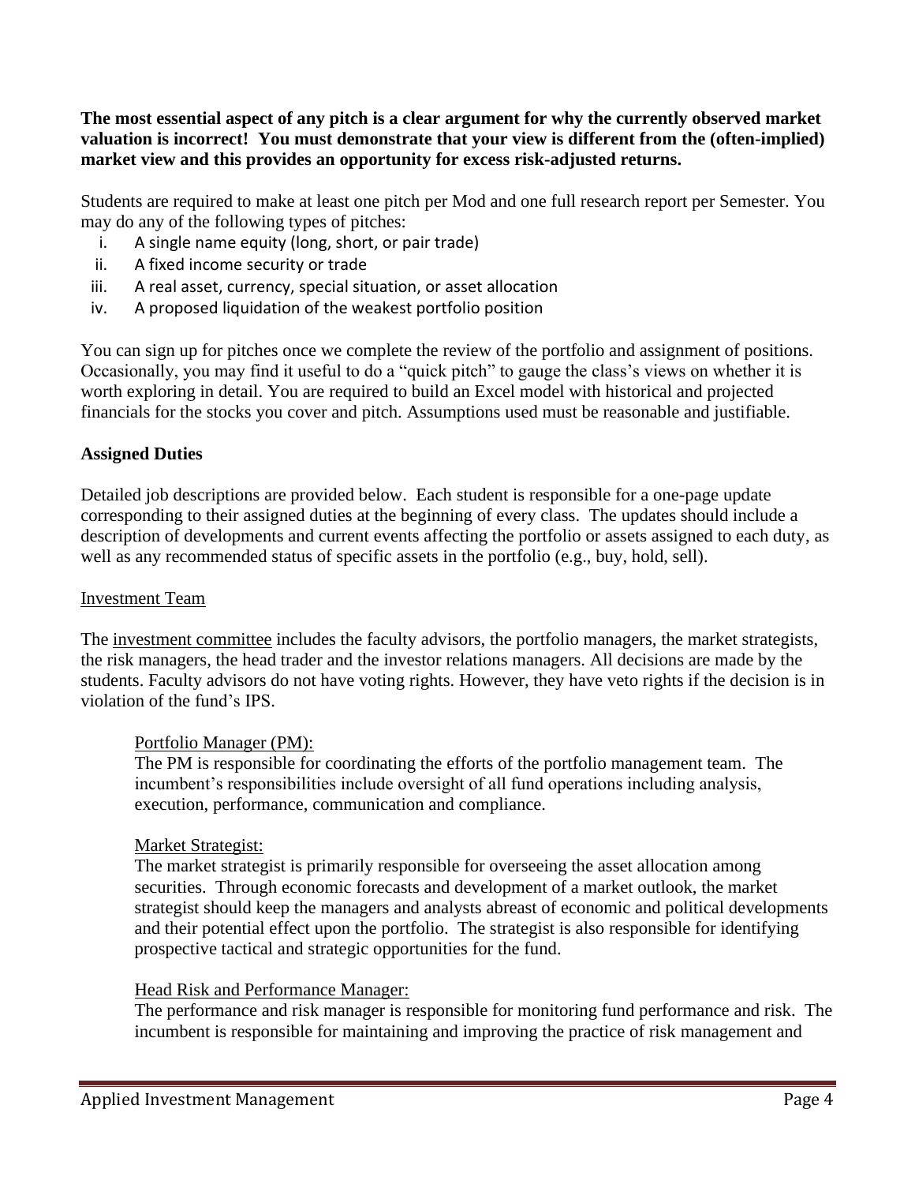**The most essential aspect of any pitch is a clear argument for why the currently observed market valuation is incorrect! You must demonstrate that your view is different from the (often-implied) market view and this provides an opportunity for excess risk-adjusted returns.**

Students are required to make at least one pitch per Mod and one full research report per Semester. You may do any of the following types of pitches:

i. A single name equity (long, short, or pair trade)
ii. A fixed income security or trade
iii. A real asset, currency, special situation, or asset allocation
iv. A proposed liquidation of the weakest portfolio position

You can sign up for pitches once we complete the review of the portfolio and assignment of positions. Occasionally, you may find it useful to do a "quick pitch" to gauge the class's views on whether it is worth exploring in detail. You are required to build an Excel model with historical and projected financials for the stocks you cover and pitch. Assumptions used must be reasonable and justifiable.

### Assigned Duties

Detailed job descriptions are provided below. Each student is responsible for a one-page update corresponding to their assigned duties at the beginning of every class. The updates should include a description of developments and current events affecting the portfolio or assets assigned to each duty, as well as any recommended status of specific assets in the portfolio (e.g., buy, hold, sell).

#### Investment Team

The investment committee includes the faculty advisors, the portfolio managers, the market strategists, the risk managers, the head trader and the investor relations managers. All decisions are made by the students. Faculty advisors do not have voting rights. However, they have veto rights if the decision is in violation of the fund's IPS.

Portfolio Manager (PM):

The PM is responsible for coordinating the efforts of the portfolio management team. The incumbent's responsibilities include oversight of all fund operations including analysis, execution, performance, communication and compliance.

Market Strategist:

The market strategist is primarily responsible for overseeing the asset allocation among securities. Through economic forecasts and development of a market outlook, the market strategist should keep the managers and analysts abreast of economic and political developments and their potential effect upon the portfolio. The strategist is also responsible for identifying prospective tactical and strategic opportunities for the fund.

Head Risk and Performance Manager:

The performance and risk manager is responsible for monitoring fund performance and risk. The incumbent is responsible for maintaining and improving the practice of risk management and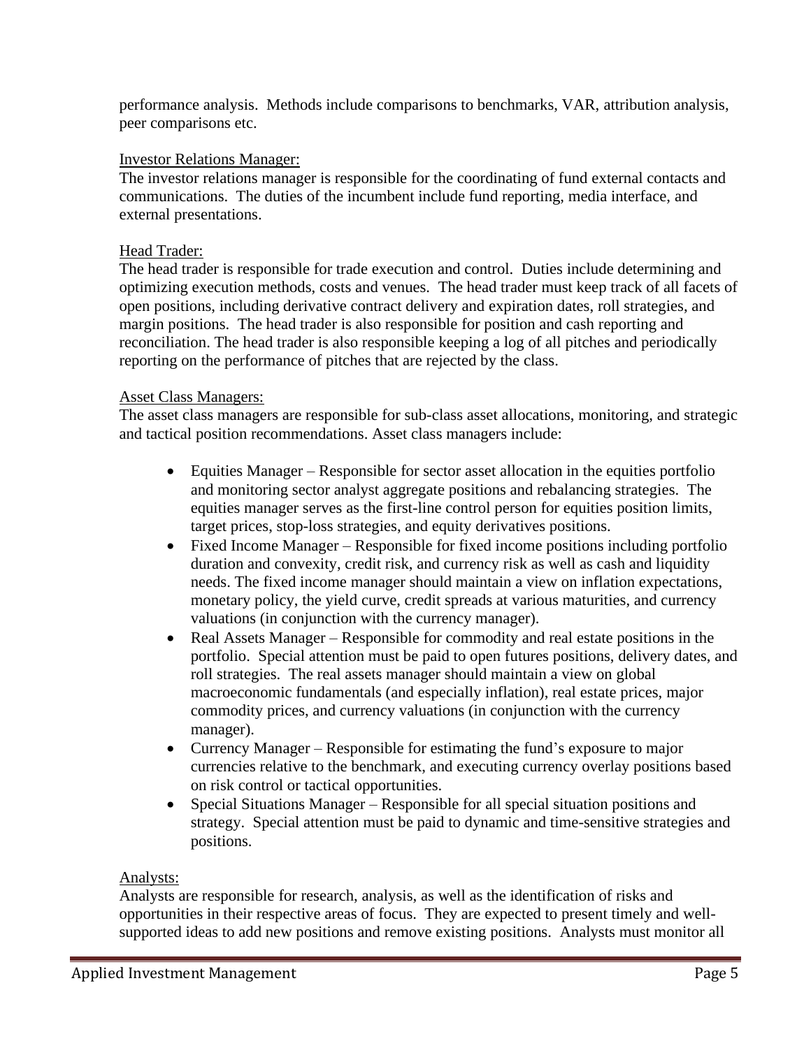performance analysis. Methods include comparisons to benchmarks, VAR, attribution analysis, peer comparisons etc.

<u>Investor Relations Manager:</u>

The investor relations manager is responsible for the coordinating of fund external contacts and communications. The duties of the incumbent include fund reporting, media interface, and external presentations.

<u>Head Trader:</u>

The head trader is responsible for trade execution and control. Duties include determining and optimizing execution methods, costs and venues. The head trader must keep track of all facets of open positions, including derivative contract delivery and expiration dates, roll strategies, and margin positions. The head trader is also responsible for position and cash reporting and reconciliation. The head trader is also responsible keeping a log of all pitches and periodically reporting on the performance of pitches that are rejected by the class.

<u>Asset Class Managers:</u>

The asset class managers are responsible for sub-class asset allocations, monitoring, and strategic and tactical position recommendations. Asset class managers include:

- Equities Manager – Responsible for sector asset allocation in the equities portfolio and monitoring sector analyst aggregate positions and rebalancing strategies. The equities manager serves as the first-line control person for equities position limits, target prices, stop-loss strategies, and equity derivatives positions.
- Fixed Income Manager – Responsible for fixed income positions including portfolio duration and convexity, credit risk, and currency risk as well as cash and liquidity needs. The fixed income manager should maintain a view on inflation expectations, monetary policy, the yield curve, credit spreads at various maturities, and currency valuations (in conjunction with the currency manager).
- Real Assets Manager – Responsible for commodity and real estate positions in the portfolio. Special attention must be paid to open futures positions, delivery dates, and roll strategies. The real assets manager should maintain a view on global macroeconomic fundamentals (and especially inflation), real estate prices, major commodity prices, and currency valuations (in conjunction with the currency manager).
- Currency Manager – Responsible for estimating the fund's exposure to major currencies relative to the benchmark, and executing currency overlay positions based on risk control or tactical opportunities.
- Special Situations Manager – Responsible for all special situation positions and strategy. Special attention must be paid to dynamic and time-sensitive strategies and positions.

<u>Analysts:</u>

Analysts are responsible for research, analysis, as well as the identification of risks and opportunities in their respective areas of focus. They are expected to present timely and well-supported ideas to add new positions and remove existing positions. Analysts must monitor all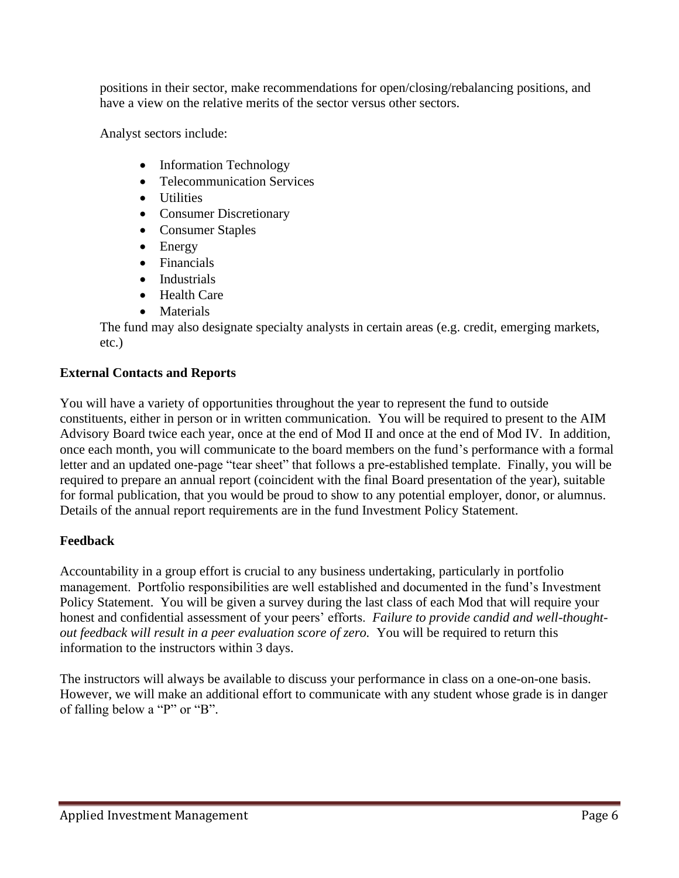positions in their sector, make recommendations for open/closing/rebalancing positions, and have a view on the relative merits of the sector versus other sectors.

Analyst sectors include:

- Information Technology
- Telecommunication Services
- Utilities
- Consumer Discretionary
- Consumer Staples
- Energy
- Financials
- Industrials
- Health Care
- Materials

The fund may also designate specialty analysts in certain areas (e.g. credit, emerging markets, etc.)

**External Contacts and Reports**

You will have a variety of opportunities throughout the year to represent the fund to outside constituents, either in person or in written communication. You will be required to present to the AIM Advisory Board twice each year, once at the end of Mod II and once at the end of Mod IV. In addition, once each month, you will communicate to the board members on the fund's performance with a formal letter and an updated one-page "tear sheet" that follows a pre-established template. Finally, you will be required to prepare an annual report (coincident with the final Board presentation of the year), suitable for formal publication, that you would be proud to show to any potential employer, donor, or alumnus. Details of the annual report requirements are in the fund Investment Policy Statement.

**Feedback**

Accountability in a group effort is crucial to any business undertaking, particularly in portfolio management. Portfolio responsibilities are well established and documented in the fund's Investment Policy Statement. You will be given a survey during the last class of each Mod that will require your honest and confidential assessment of your peers' efforts. *Failure to provide candid and well-thought-out feedback will result in a peer evaluation score of zero.* You will be required to return this information to the instructors within 3 days.

The instructors will always be available to discuss your performance in class on a one-on-one basis. However, we will make an additional effort to communicate with any student whose grade is in danger of falling below a "P" or "B".